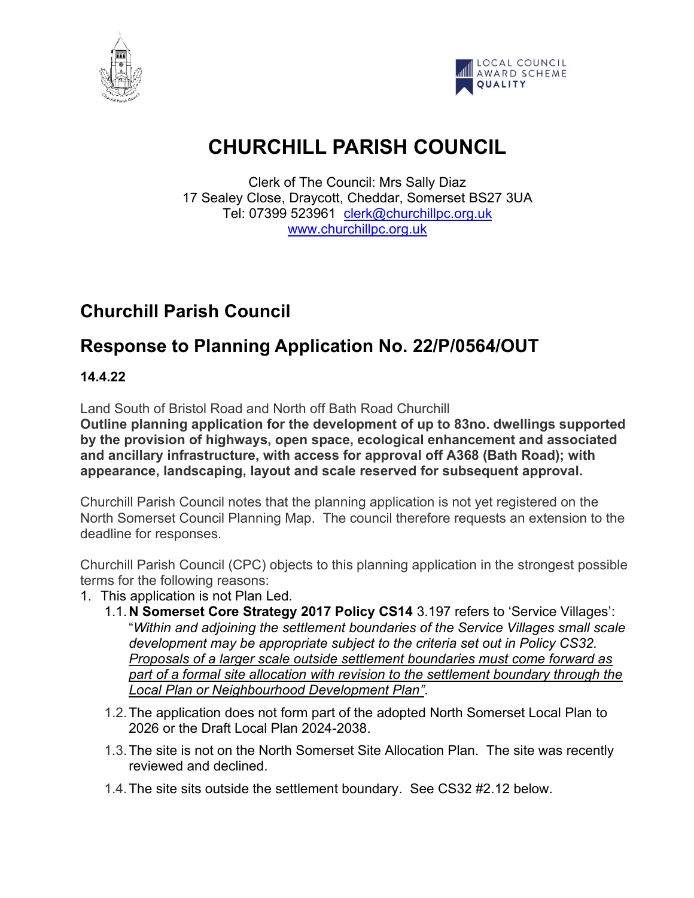# CHURCHILL PARISH COUNCIL

Clerk of The Council: Mrs Sally Diaz
17 Sealey Close, Draycott, Cheddar, Somerset BS27 3UA
Tel: 07399 523961 clerk@churchillpc.org.uk
www.churchillpc.org.uk

## Churchill Parish Council

## Response to Planning Application No. 22/P/0564/OUT

**14.4.22**

Land South of Bristol Road and North off Bath Road Churchill
**Outline planning application for the development of up to 83no. dwellings supported by the provision of highways, open space, ecological enhancement and associated and ancillary infrastructure, with access for approval off A368 (Bath Road); with appearance, landscaping, layout and scale reserved for subsequent approval.**

Churchill Parish Council notes that the planning application is not yet registered on the North Somerset Council Planning Map. The council therefore requests an extension to the deadline for responses.

Churchill Parish Council (CPC) objects to this planning application in the strongest possible terms for the following reasons:

1. This application is not Plan Led.
   1.1. **N Somerset Core Strategy 2017 Policy CS14** 3.197 refers to 'Service Villages': "*Within and adjoining the settlement boundaries of the Service Villages small scale development may be appropriate subject to the criteria set out in Policy CS32. <u>Proposals of a larger scale outside settlement boundaries must come forward as part of a formal site allocation with revision to the settlement boundary through the Local Plan or Neighbourhood Development Plan</u>"*.
   1.2. The application does not form part of the adopted North Somerset Local Plan to 2026 or the Draft Local Plan 2024-2038.
   1.3. The site is not on the North Somerset Site Allocation Plan. The site was recently reviewed and declined.
   1.4. The site sits outside the settlement boundary. See CS32 #2.12 below.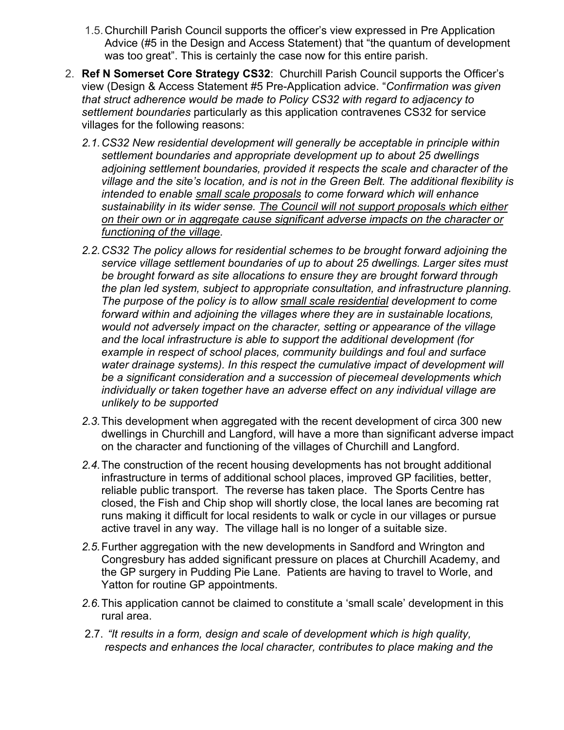1.5. Churchill Parish Council supports the officer's view expressed in Pre Application Advice (#5 in the Design and Access Statement) that "the quantum of development was too great". This is certainly the case now for this entire parish.

2. **Ref N Somerset Core Strategy CS32**: Churchill Parish Council supports the Officer's view (Design & Access Statement #5 Pre-Application advice. "*Confirmation was given that struct adherence would be made to Policy CS32 with regard to adjacency to settlement boundaries* particularly as this application contravenes CS32 for service villages for the following reasons:

   *2.1. CS32 New residential development will generally be acceptable in principle within settlement boundaries and appropriate development up to about 25 dwellings adjoining settlement boundaries, provided it respects the scale and character of the village and the site's location, and is not in the Green Belt. The additional flexibility is intended to enable <u>small scale proposals</u> to come forward which will enhance sustainability in its wider sense. <u>The Council will not support proposals which either on their own or in aggregate cause significant adverse impacts on the character or functioning of the village</u>.*

   *2.2. CS32 The policy allows for residential schemes to be brought forward adjoining the service village settlement boundaries of up to about 25 dwellings. Larger sites must be brought forward as site allocations to ensure they are brought forward through the plan led system, subject to appropriate consultation, and infrastructure planning. The purpose of the policy is to allow <u>small scale residential</u> development to come forward within and adjoining the villages where they are in sustainable locations, would not adversely impact on the character, setting or appearance of the village and the local infrastructure is able to support the additional development (for example in respect of school places, community buildings and foul and surface water drainage systems). In this respect the cumulative impact of development will be a significant consideration and a succession of piecemeal developments which individually or taken together have an adverse effect on any individual village are unlikely to be supported*

   *2.3.* This development when aggregated with the recent development of circa 300 new dwellings in Churchill and Langford, will have a more than significant adverse impact on the character and functioning of the villages of Churchill and Langford.

   *2.4.* The construction of the recent housing developments has not brought additional infrastructure in terms of additional school places, improved GP facilities, better, reliable public transport. The reverse has taken place. The Sports Centre has closed, the Fish and Chip shop will shortly close, the local lanes are becoming rat runs making it difficult for local residents to walk or cycle in our villages or pursue active travel in any way. The village hall is no longer of a suitable size.

   *2.5.* Further aggregation with the new developments in Sandford and Wrington and Congresbury has added significant pressure on places at Churchill Academy, and the GP surgery in Pudding Pie Lane. Patients are having to travel to Worle, and Yatton for routine GP appointments.

   *2.6.* This application cannot be claimed to constitute a 'small scale' development in this rural area.

   2.7. *"It results in a form, design and scale of development which is high quality, respects and enhances the local character, contributes to place making and the*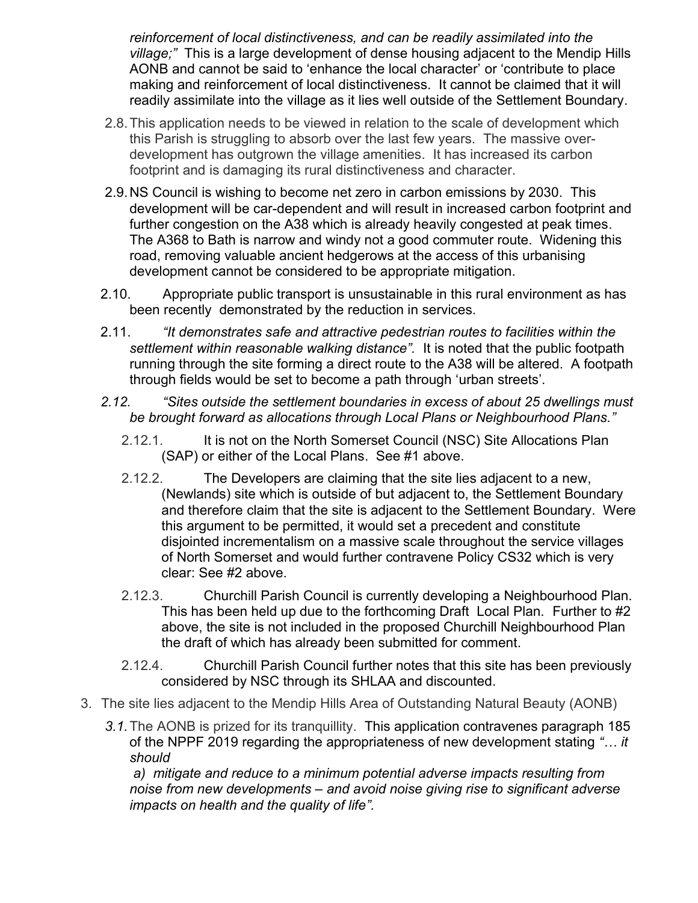*reinforcement of local distinctiveness, and can be readily assimilated into the village;"* This is a large development of dense housing adjacent to the Mendip Hills AONB and cannot be said to 'enhance the local character' or 'contribute to place making and reinforcement of local distinctiveness. It cannot be claimed that it will readily assimilate into the village as it lies well outside of the Settlement Boundary.

2.8. This application needs to be viewed in relation to the scale of development which this Parish is struggling to absorb over the last few years. The massive over-development has outgrown the village amenities. It has increased its carbon footprint and is damaging its rural distinctiveness and character.

2.9. NS Council is wishing to become net zero in carbon emissions by 2030. This development will be car-dependent and will result in increased carbon footprint and further congestion on the A38 which is already heavily congested at peak times. The A368 to Bath is narrow and windy not a good commuter route. Widening this road, removing valuable ancient hedgerows at the access of this urbanising development cannot be considered to be appropriate mitigation.

2.10. Appropriate public transport is unsustainable in this rural environment as has been recently demonstrated by the reduction in services.

2.11. *"It demonstrates safe and attractive pedestrian routes to facilities within the settlement within reasonable walking distance".* It is noted that the public footpath running through the site forming a direct route to the A38 will be altered. A footpath through fields would be set to become a path through 'urban streets'.

*2.12. "Sites outside the settlement boundaries in excess of about 25 dwellings must be brought forward as allocations through Local Plans or Neighbourhood Plans."*

2.12.1. It is not on the North Somerset Council (NSC) Site Allocations Plan (SAP) or either of the Local Plans. See #1 above.

2.12.2. The Developers are claiming that the site lies adjacent to a new, (Newlands) site which is outside of but adjacent to, the Settlement Boundary and therefore claim that the site is adjacent to the Settlement Boundary. Were this argument to be permitted, it would set a precedent and constitute disjointed incrementalism on a massive scale throughout the service villages of North Somerset and would further contravene Policy CS32 which is very clear: See #2 above.

2.12.3. Churchill Parish Council is currently developing a Neighbourhood Plan. This has been held up due to the forthcoming Draft Local Plan. Further to #2 above, the site is not included in the proposed Churchill Neighbourhood Plan the draft of which has already been submitted for comment.

2.12.4. Churchill Parish Council further notes that this site has been previously considered by NSC through its SHLAA and discounted.

3. The site lies adjacent to the Mendip Hills Area of Outstanding Natural Beauty (AONB)

*3.1.* The AONB is prized for its tranquillity. This application contravenes paragraph 185 of the NPPF 2019 regarding the appropriateness of new development stating *"… it should*

*a) mitigate and reduce to a minimum potential adverse impacts resulting from noise from new developments – and avoid noise giving rise to significant adverse impacts on health and the quality of life".*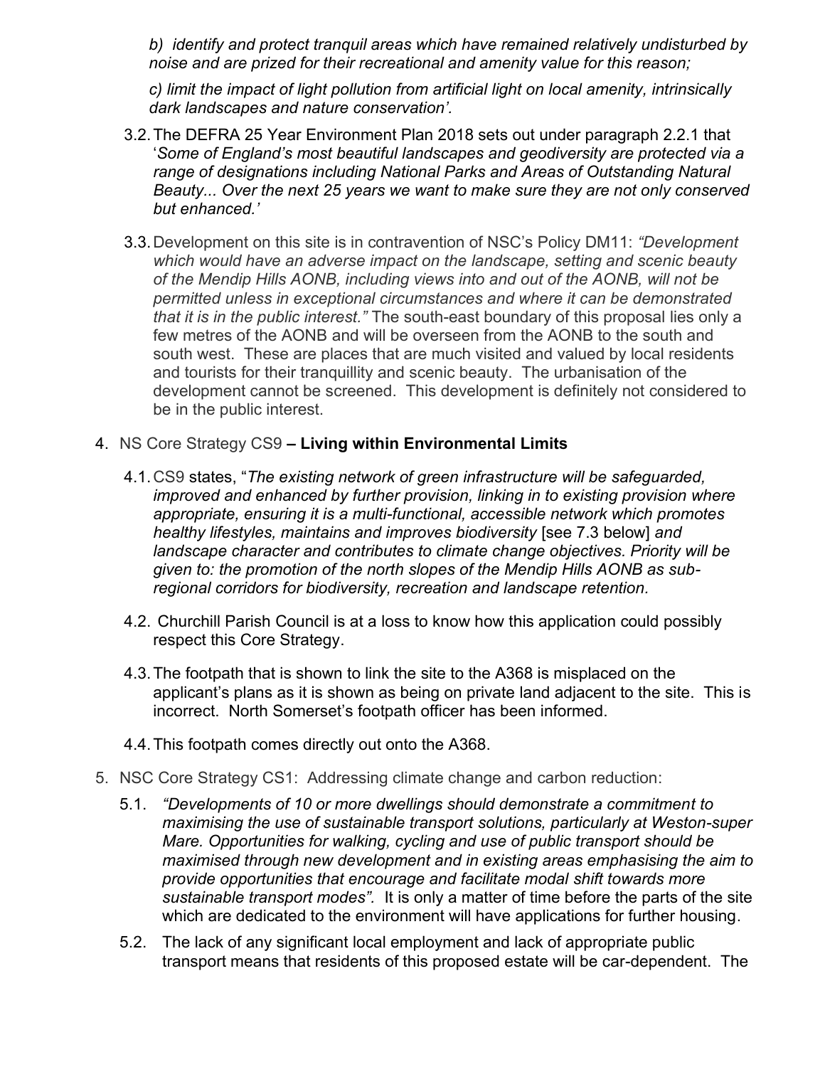*b) identify and protect tranquil areas which have remained relatively undisturbed by noise and are prized for their recreational and amenity value for this reason;*

*c) limit the impact of light pollution from artificial light on local amenity, intrinsically dark landscapes and nature conservation'.*

3.2. The DEFRA 25 Year Environment Plan 2018 sets out under paragraph 2.2.1 that '*Some of England's most beautiful landscapes and geodiversity are protected via a range of designations including National Parks and Areas of Outstanding Natural Beauty... Over the next 25 years we want to make sure they are not only conserved but enhanced.'*

3.3. Development on this site is in contravention of NSC's Policy DM11: *"Development which would have an adverse impact on the landscape, setting and scenic beauty of the Mendip Hills AONB, including views into and out of the AONB, will not be permitted unless in exceptional circumstances and where it can be demonstrated that it is in the public interest."* The south-east boundary of this proposal lies only a few metres of the AONB and will be overseen from the AONB to the south and south west. These are places that are much visited and valued by local residents and tourists for their tranquillity and scenic beauty. The urbanisation of the development cannot be screened. This development is definitely not considered to be in the public interest.

4. NS Core Strategy CS9 **– Living within Environmental Limits**

4.1. CS9 states, "*The existing network of green infrastructure will be safeguarded, improved and enhanced by further provision, linking in to existing provision where appropriate, ensuring it is a multi-functional, accessible network which promotes healthy lifestyles, maintains and improves biodiversity* [see 7.3 below] *and landscape character and contributes to climate change objectives. Priority will be given to: the promotion of the north slopes of the Mendip Hills AONB as sub-regional corridors for biodiversity, recreation and landscape retention.*

4.2. Churchill Parish Council is at a loss to know how this application could possibly respect this Core Strategy.

4.3. The footpath that is shown to link the site to the A368 is misplaced on the applicant's plans as it is shown as being on private land adjacent to the site. This is incorrect. North Somerset's footpath officer has been informed.

4.4. This footpath comes directly out onto the A368.

5. NSC Core Strategy CS1: Addressing climate change and carbon reduction:

5.1. *"Developments of 10 or more dwellings should demonstrate a commitment to maximising the use of sustainable transport solutions, particularly at Weston-super Mare. Opportunities for walking, cycling and use of public transport should be maximised through new development and in existing areas emphasising the aim to provide opportunities that encourage and facilitate modal shift towards more sustainable transport modes".* It is only a matter of time before the parts of the site which are dedicated to the environment will have applications for further housing.

5.2. The lack of any significant local employment and lack of appropriate public transport means that residents of this proposed estate will be car-dependent. The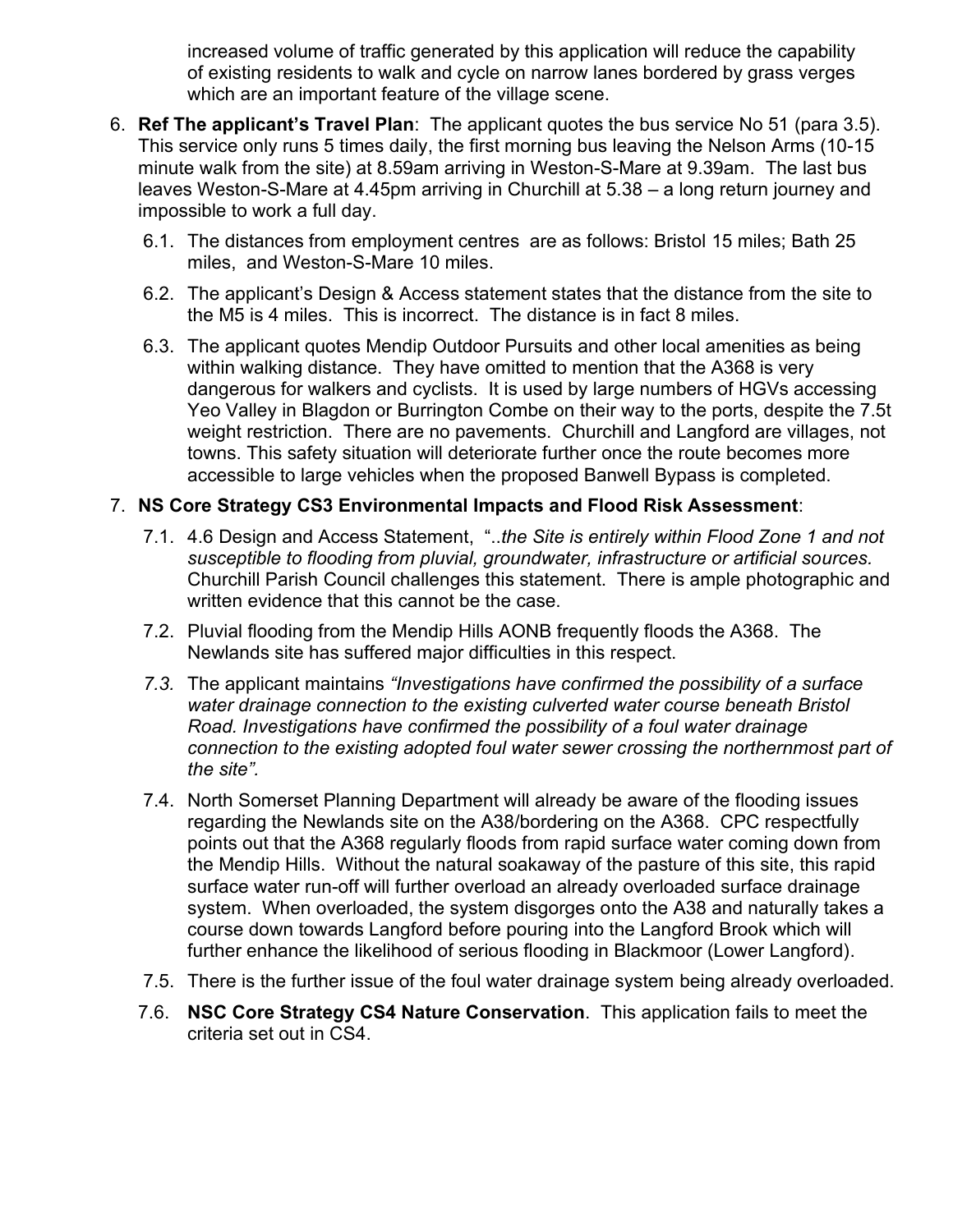increased volume of traffic generated by this application will reduce the capability of existing residents to walk and cycle on narrow lanes bordered by grass verges which are an important feature of the village scene.

6. **Ref The applicant's Travel Plan**: The applicant quotes the bus service No 51 (para 3.5). This service only runs 5 times daily, the first morning bus leaving the Nelson Arms (10-15 minute walk from the site) at 8.59am arriving in Weston-S-Mare at 9.39am. The last bus leaves Weston-S-Mare at 4.45pm arriving in Churchill at 5.38 – a long return journey and impossible to work a full day.

   6.1. The distances from employment centres are as follows: Bristol 15 miles; Bath 25 miles, and Weston-S-Mare 10 miles.

   6.2. The applicant's Design & Access statement states that the distance from the site to the M5 is 4 miles. This is incorrect. The distance is in fact 8 miles.

   6.3. The applicant quotes Mendip Outdoor Pursuits and other local amenities as being within walking distance. They have omitted to mention that the A368 is very dangerous for walkers and cyclists. It is used by large numbers of HGVs accessing Yeo Valley in Blagdon or Burrington Combe on their way to the ports, despite the 7.5t weight restriction. There are no pavements. Churchill and Langford are villages, not towns. This safety situation will deteriorate further once the route becomes more accessible to large vehicles when the proposed Banwell Bypass is completed.

7. **NS Core Strategy CS3 Environmental Impacts and Flood Risk Assessment**:

   7.1. 4.6 Design and Access Statement, "..*the Site is entirely within Flood Zone 1 and not susceptible to flooding from pluvial, groundwater, infrastructure or artificial sources.* Churchill Parish Council challenges this statement. There is ample photographic and written evidence that this cannot be the case.

   7.2. Pluvial flooding from the Mendip Hills AONB frequently floods the A368. The Newlands site has suffered major difficulties in this respect.

   *7.3.* The applicant maintains *"Investigations have confirmed the possibility of a surface water drainage connection to the existing culverted water course beneath Bristol Road. Investigations have confirmed the possibility of a foul water drainage connection to the existing adopted foul water sewer crossing the northernmost part of the site".*

   7.4. North Somerset Planning Department will already be aware of the flooding issues regarding the Newlands site on the A38/bordering on the A368. CPC respectfully points out that the A368 regularly floods from rapid surface water coming down from the Mendip Hills. Without the natural soakaway of the pasture of this site, this rapid surface water run-off will further overload an already overloaded surface drainage system. When overloaded, the system disgorges onto the A38 and naturally takes a course down towards Langford before pouring into the Langford Brook which will further enhance the likelihood of serious flooding in Blackmoor (Lower Langford).

   7.5. There is the further issue of the foul water drainage system being already overloaded.

   7.6. **NSC Core Strategy CS4 Nature Conservation**. This application fails to meet the criteria set out in CS4.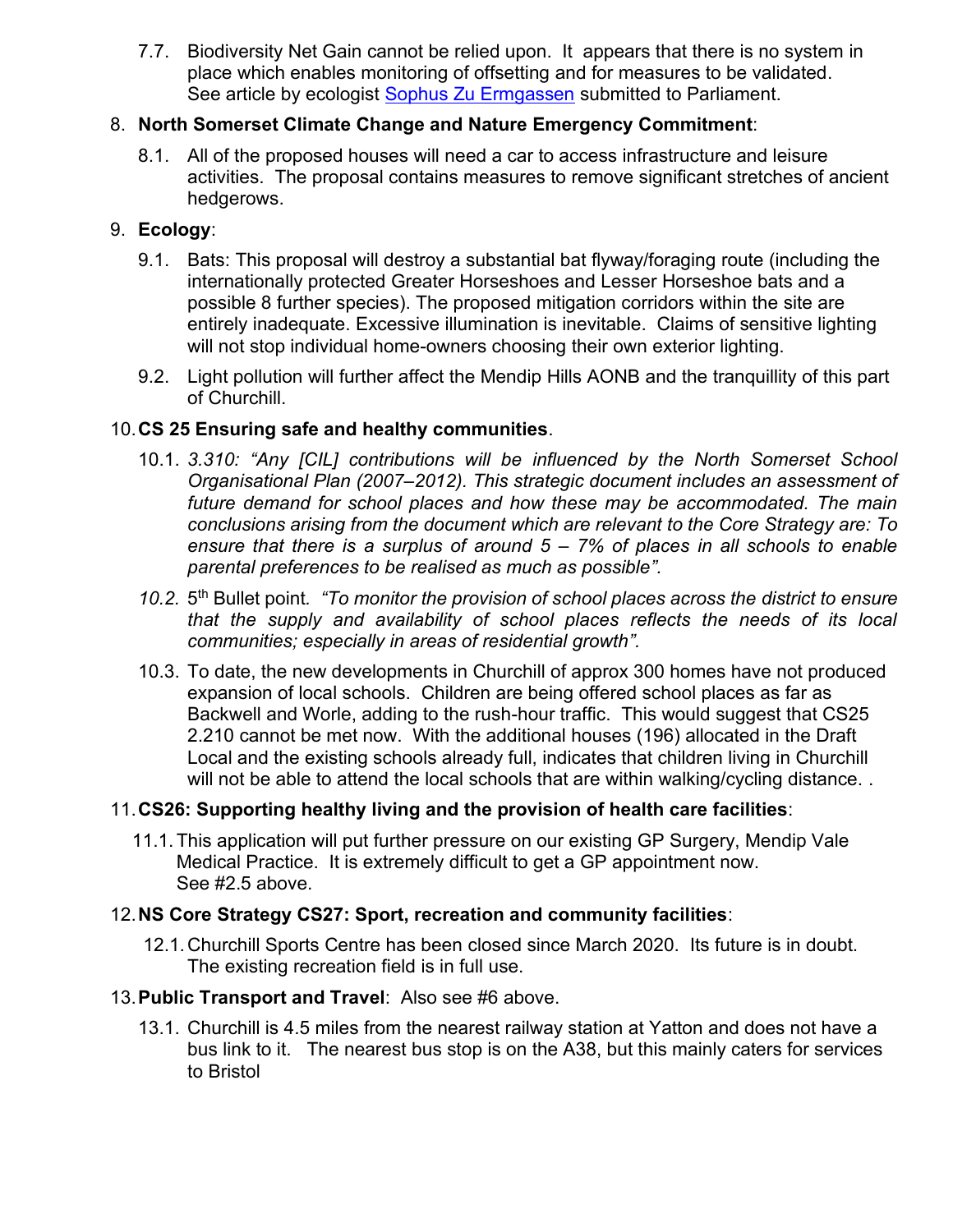7.7. Biodiversity Net Gain cannot be relied upon. It appears that there is no system in place which enables monitoring of offsetting and for measures to be validated. See article by ecologist [Sophus Zu Ermgassen](#) submitted to Parliament.

8. **North Somerset Climate Change and Nature Emergency Commitment**:

   8.1. All of the proposed houses will need a car to access infrastructure and leisure activities. The proposal contains measures to remove significant stretches of ancient hedgerows.

9. **Ecology**:

   9.1. Bats: This proposal will destroy a substantial bat flyway/foraging route (including the internationally protected Greater Horseshoes and Lesser Horseshoe bats and a possible 8 further species). The proposed mitigation corridors within the site are entirely inadequate. Excessive illumination is inevitable. Claims of sensitive lighting will not stop individual home-owners choosing their own exterior lighting.

   9.2. Light pollution will further affect the Mendip Hills AONB and the tranquillity of this part of Churchill.

10. **CS 25 Ensuring safe and healthy communities**.

    10.1. *3.310: "Any [CIL] contributions will be influenced by the North Somerset School Organisational Plan (2007–2012). This strategic document includes an assessment of future demand for school places and how these may be accommodated. The main conclusions arising from the document which are relevant to the Core Strategy are: To ensure that there is a surplus of around 5 – 7% of places in all schools to enable parental preferences to be realised as much as possible".*

    *10.2.* 5th Bullet point. *"To monitor the provision of school places across the district to ensure that the supply and availability of school places reflects the needs of its local communities; especially in areas of residential growth".*

    10.3. To date, the new developments in Churchill of approx 300 homes have not produced expansion of local schools. Children are being offered school places as far as Backwell and Worle, adding to the rush-hour traffic. This would suggest that CS25 2.210 cannot be met now. With the additional houses (196) allocated in the Draft Local and the existing schools already full, indicates that children living in Churchill will not be able to attend the local schools that are within walking/cycling distance. .

11. **CS26: Supporting healthy living and the provision of health care facilities**:

    11.1. This application will put further pressure on our existing GP Surgery, Mendip Vale Medical Practice. It is extremely difficult to get a GP appointment now. See #2.5 above.

12. **NS Core Strategy CS27: Sport, recreation and community facilities**:

    12.1. Churchill Sports Centre has been closed since March 2020. Its future is in doubt. The existing recreation field is in full use.

13. **Public Transport and Travel**: Also see #6 above.

    13.1. Churchill is 4.5 miles from the nearest railway station at Yatton and does not have a bus link to it. The nearest bus stop is on the A38, but this mainly caters for services to Bristol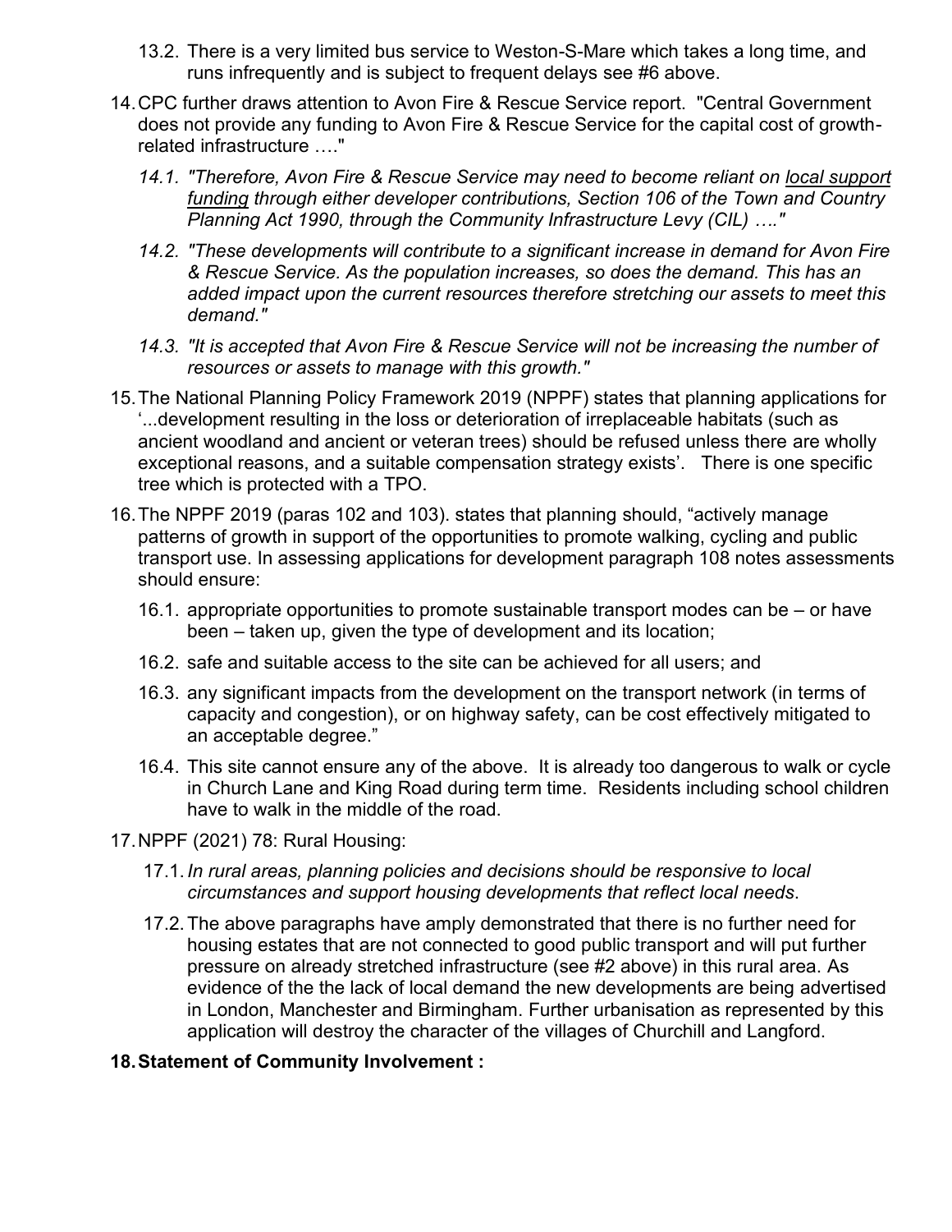13.2. There is a very limited bus service to Weston-S-Mare which takes a long time, and runs infrequently and is subject to frequent delays see #6 above.

14. CPC further draws attention to Avon Fire & Rescue Service report. "Central Government does not provide any funding to Avon Fire & Rescue Service for the capital cost of growth-related infrastructure …."

    14.1. *"Therefore, Avon Fire & Rescue Service may need to become reliant on local support funding through either developer contributions, Section 106 of the Town and Country Planning Act 1990, through the Community Infrastructure Levy (CIL) …."*

    14.2. *"These developments will contribute to a significant increase in demand for Avon Fire & Rescue Service. As the population increases, so does the demand. This has an added impact upon the current resources therefore stretching our assets to meet this demand."*

    14.3. *"It is accepted that Avon Fire & Rescue Service will not be increasing the number of resources or assets to manage with this growth."*

15. The National Planning Policy Framework 2019 (NPPF) states that planning applications for '...development resulting in the loss or deterioration of irreplaceable habitats (such as ancient woodland and ancient or veteran trees) should be refused unless there are wholly exceptional reasons, and a suitable compensation strategy exists'. There is one specific tree which is protected with a TPO.

16. The NPPF 2019 (paras 102 and 103). states that planning should, "actively manage patterns of growth in support of the opportunities to promote walking, cycling and public transport use. In assessing applications for development paragraph 108 notes assessments should ensure:

    16.1. appropriate opportunities to promote sustainable transport modes can be – or have been – taken up, given the type of development and its location;

    16.2. safe and suitable access to the site can be achieved for all users; and

    16.3. any significant impacts from the development on the transport network (in terms of capacity and congestion), or on highway safety, can be cost effectively mitigated to an acceptable degree."

    16.4. This site cannot ensure any of the above. It is already too dangerous to walk or cycle in Church Lane and King Road during term time. Residents including school children have to walk in the middle of the road.

17. NPPF (2021) 78: Rural Housing:

    17.1. *In rural areas, planning policies and decisions should be responsive to local circumstances and support housing developments that reflect local needs*.

    17.2. The above paragraphs have amply demonstrated that there is no further need for housing estates that are not connected to good public transport and will put further pressure on already stretched infrastructure (see #2 above) in this rural area. As evidence of the the lack of local demand the new developments are being advertised in London, Manchester and Birmingham. Further urbanisation as represented by this application will destroy the character of the villages of Churchill and Langford.

18. **Statement of Community Involvement :**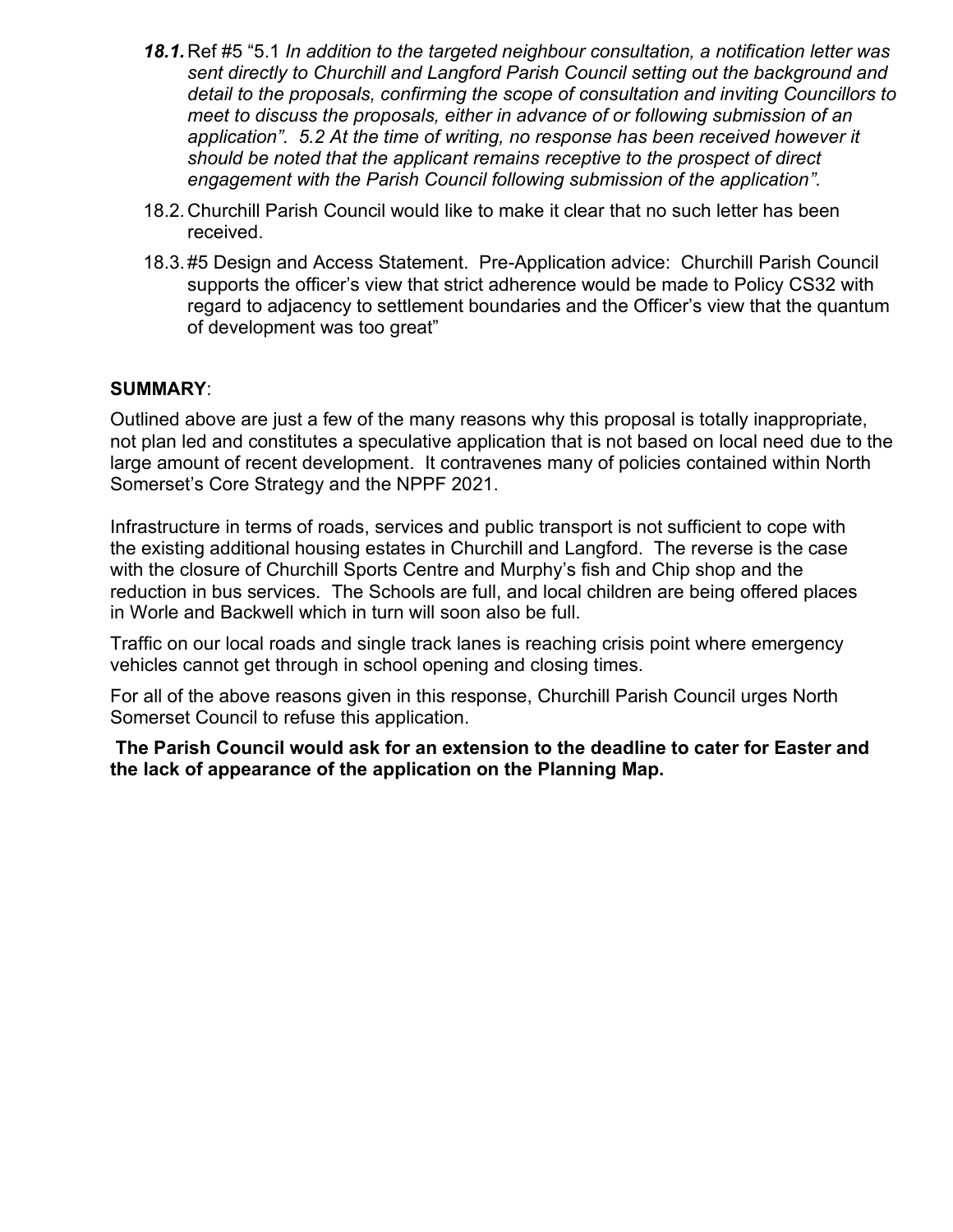***18.1.*** Ref #5 "5.1 *In addition to the targeted neighbour consultation, a notification letter was sent directly to Churchill and Langford Parish Council setting out the background and detail to the proposals, confirming the scope of consultation and inviting Councillors to meet to discuss the proposals, either in advance of or following submission of an application". 5.2 At the time of writing, no response has been received however it should be noted that the applicant remains receptive to the prospect of direct engagement with the Parish Council following submission of the application".*

18.2. Churchill Parish Council would like to make it clear that no such letter has been received.

18.3. #5 Design and Access Statement. Pre-Application advice: Churchill Parish Council supports the officer's view that strict adherence would be made to Policy CS32 with regard to adjacency to settlement boundaries and the Officer's view that the quantum of development was too great"

**SUMMARY**:

Outlined above are just a few of the many reasons why this proposal is totally inappropriate, not plan led and constitutes a speculative application that is not based on local need due to the large amount of recent development. It contravenes many of policies contained within North Somerset's Core Strategy and the NPPF 2021.

Infrastructure in terms of roads, services and public transport is not sufficient to cope with the existing additional housing estates in Churchill and Langford. The reverse is the case with the closure of Churchill Sports Centre and Murphy's fish and Chip shop and the reduction in bus services. The Schools are full, and local children are being offered places in Worle and Backwell which in turn will soon also be full.

Traffic on our local roads and single track lanes is reaching crisis point where emergency vehicles cannot get through in school opening and closing times.

For all of the above reasons given in this response, Churchill Parish Council urges North Somerset Council to refuse this application.

**The Parish Council would ask for an extension to the deadline to cater for Easter and the lack of appearance of the application on the Planning Map.**